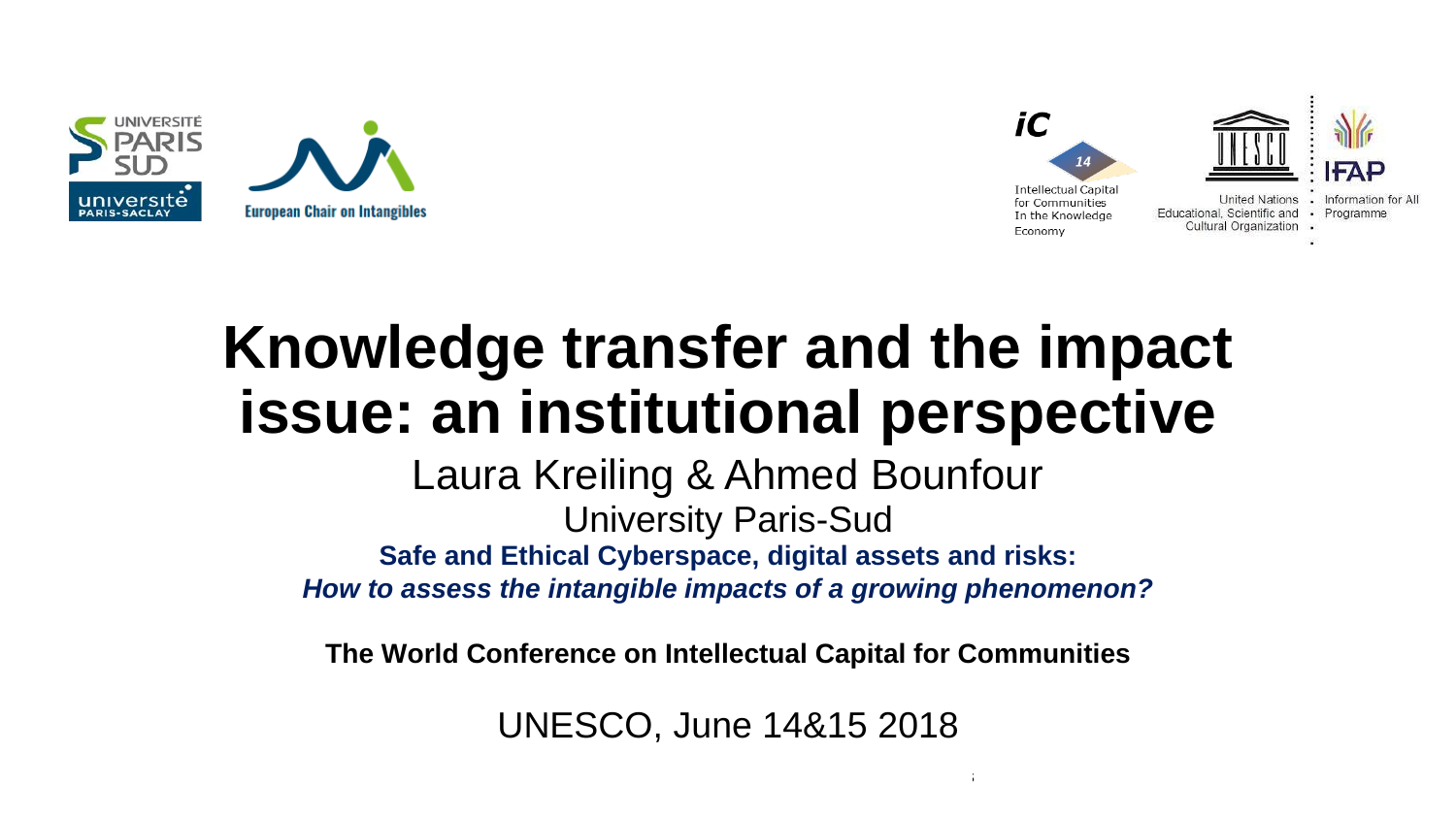# Knowledge transfer and the impact issue: an institutional perspective

Laura Kreiling & Ahmed Bounfour

University Paris-Sud

**Safe and Ethical Cyberspace, digital assets and risks:**

***How to assess the intangible impacts of a growing phenomenon?***

**The World Conference on Intellectual Capital for Communities**

UNESCO, June 14&15 2018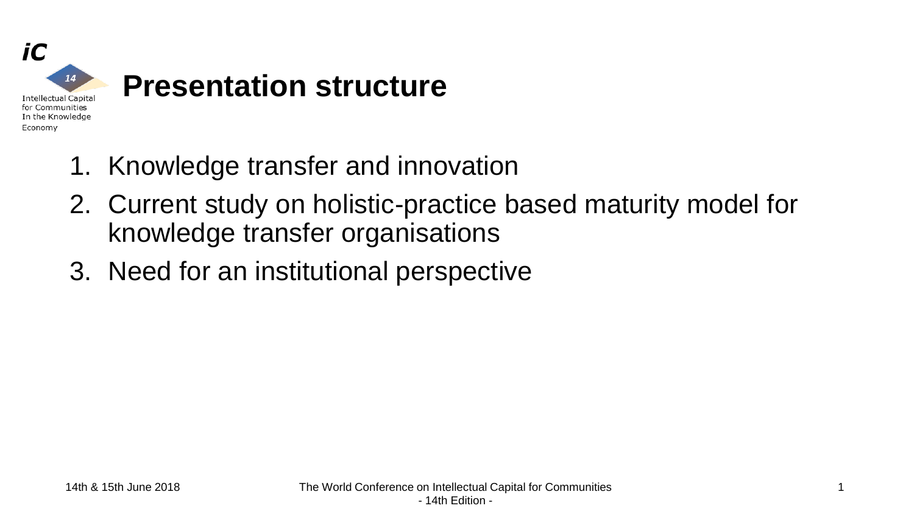# Presentation structure

1. Knowledge transfer and innovation
2. Current study on holistic-practice based maturity model for knowledge transfer organisations
3. Need for an institutional perspective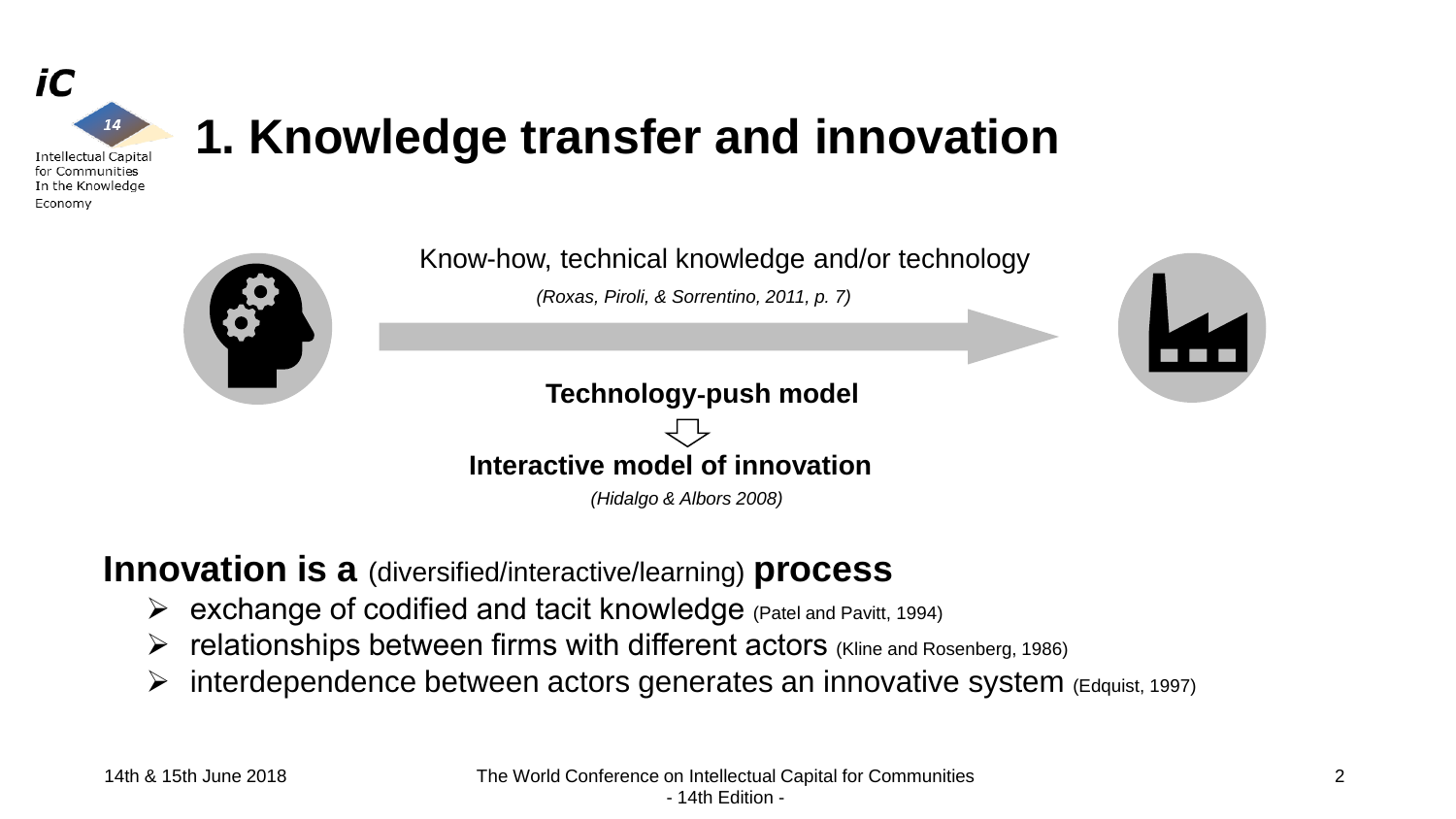# 1. Knowledge transfer and innovation

Know-how, technical knowledge and/or technology

*(Roxas, Piroli, & Sorrentino, 2011, p. 7)*

**Technology-push model**

⇩

**Interactive model of innovation**

*(Hidalgo & Albors 2008)*

## Innovation is a (diversified/interactive/learning) process

- exchange of codified and tacit knowledge (Patel and Pavitt, 1994)
- relationships between firms with different actors (Kline and Rosenberg, 1986)
- interdependence between actors generates an innovative system (Edquist, 1997)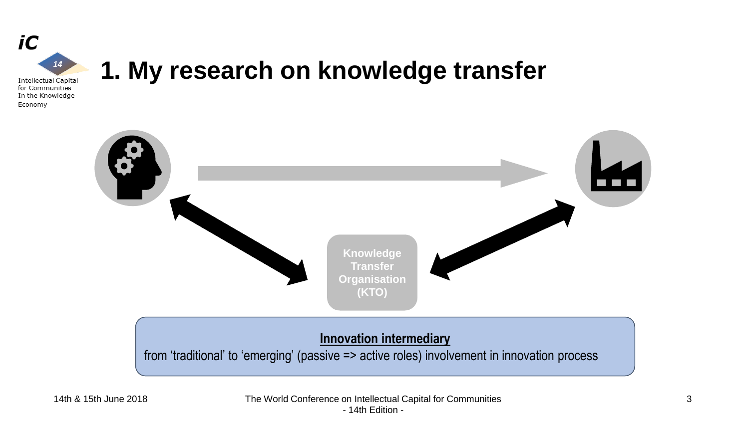# 1. My research on knowledge transfer

Knowledge Transfer Organisation (KTO)

**Innovation intermediary**

from 'traditional' to 'emerging' (passive => active roles) involvement in innovation process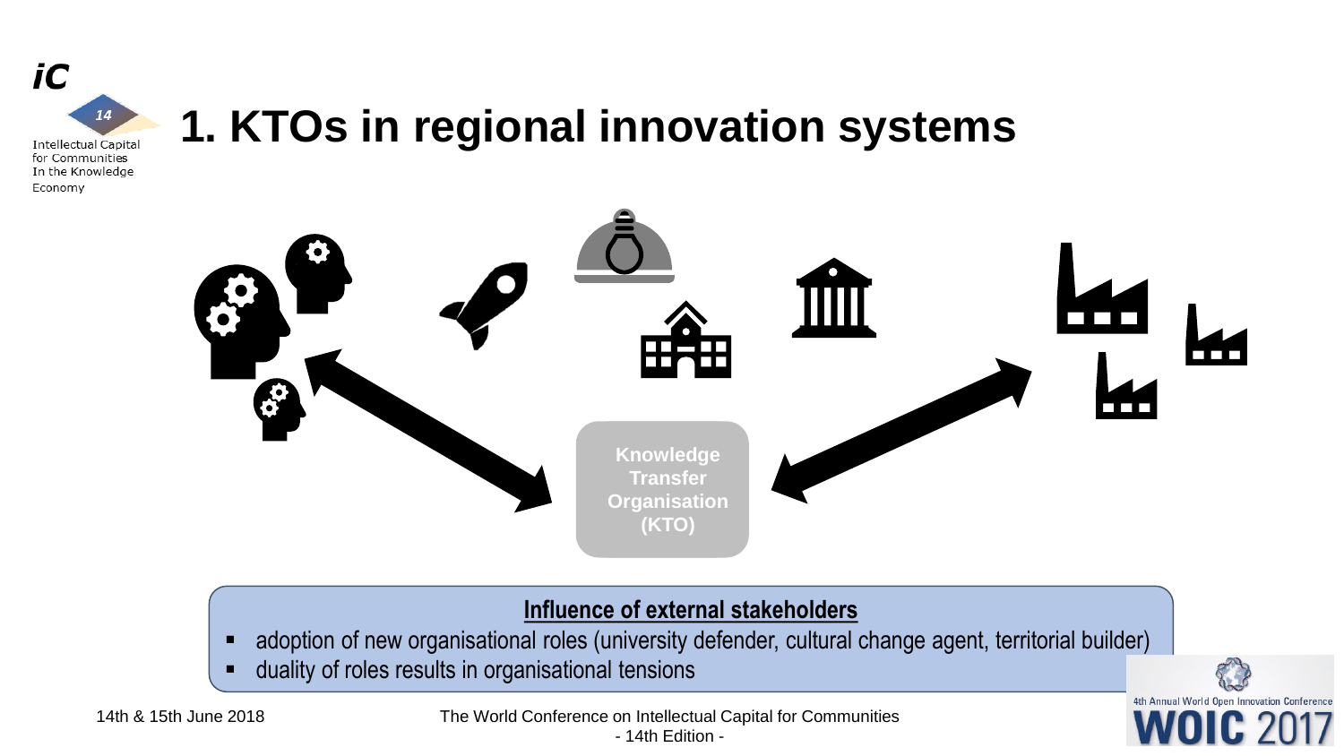# 1. KTOs in regional innovation systems

Knowledge Transfer Organisation (KTO)

**Influence of external stakeholders**

- adoption of new organisational roles (university defender, cultural change agent, territorial builder)
- duality of roles results in organisational tensions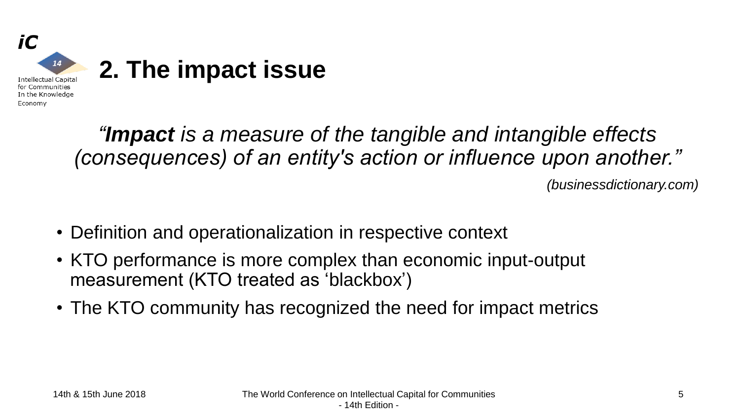## 2. The impact issue

*“**Impact** is a measure of the tangible and intangible effects (consequences) of an entity's action or influence upon another.”*

*(businessdictionary.com)*

- Definition and operationalization in respective context
- KTO performance is more complex than economic input-output measurement (KTO treated as ‘blackbox’)
- The KTO community has recognized the need for impact metrics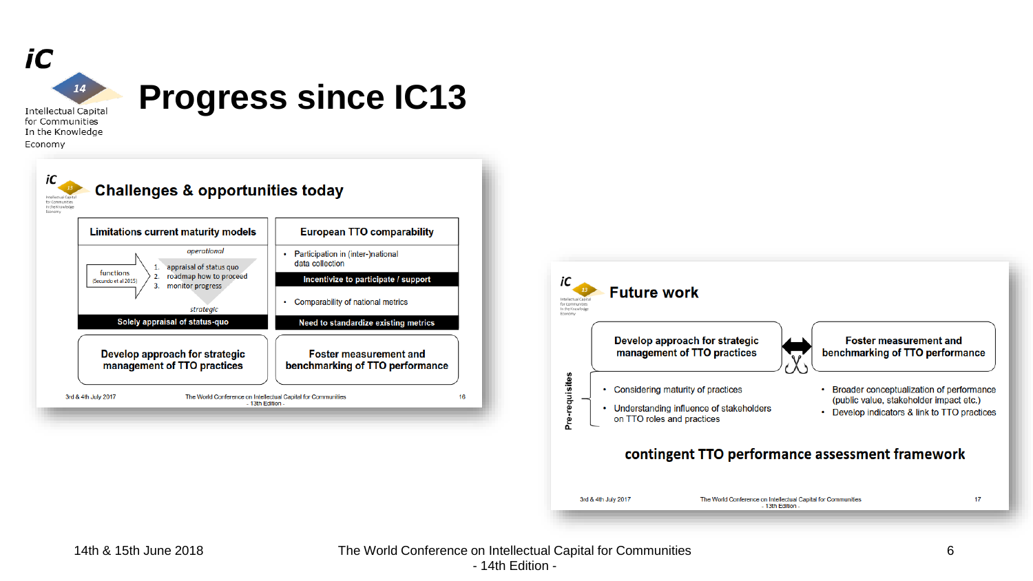# Progress since IC13

## Challenges & opportunities today

**Limitations current maturity models**

*operational*

functions (Secundo et al 2015)

1. appraisal of status quo
2. roadmap how to proceed
3. monitor progress

*strategic*

**Solely appraisal of status-quo**

**European TTO comparability**

- Participation in (inter-)national data collection

**Incentivize to participate / support**

- Comparability of national metrics

**Need to standardize existing metrics**

**Develop approach for strategic management of TTO practices**

**Foster measurement and benchmarking of TTO performance**

## Future work

**Develop approach for strategic management of TTO practices** ⟷ **Foster measurement and benchmarking of TTO performance**

Pre-requisites

- Considering maturity of practices
- Understanding influence of stakeholders on TTO roles and practices

- Broader conceptualization of performance (public value, stakeholder impact etc.)
- Develop indicators & link to TTO practices

**contingent TTO performance assessment framework**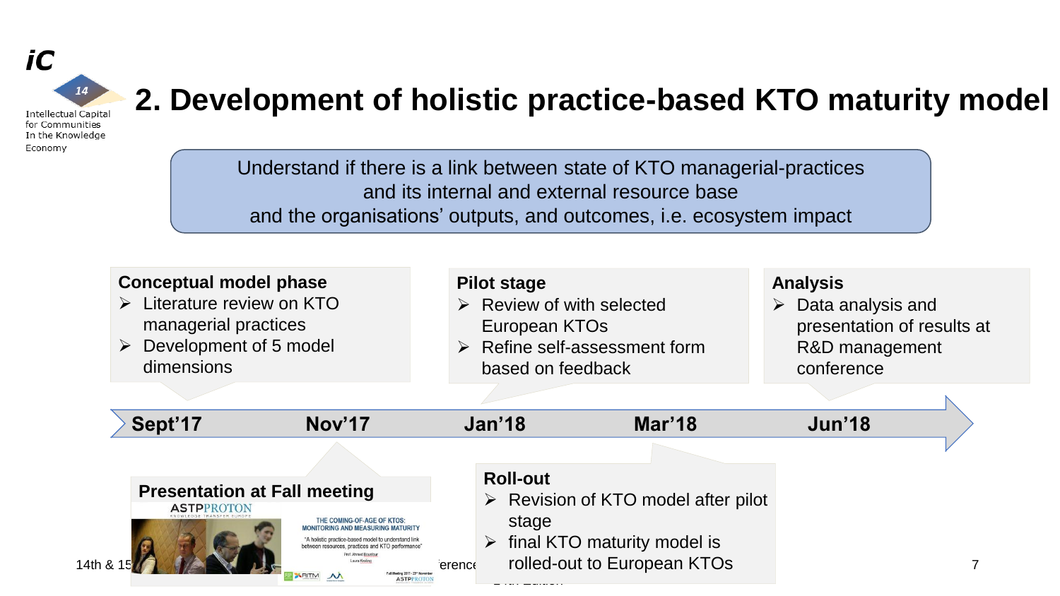# 2. Development of holistic practice-based KTO maturity model

Understand if there is a link between state of KTO managerial-practices and its internal and external resource base and the organisations' outputs, and outcomes, i.e. ecosystem impact

**Conceptual model phase**

- Literature review on KTO managerial practices
- Development of 5 model dimensions

**Pilot stage**

- Review of with selected European KTOs
- Refine self-assessment form based on feedback

**Analysis**

- Data analysis and presentation of results at R&D management conference

**Sept'17** **Nov'17** **Jan'18** **Mar'18** **Jun'18**

**Presentation at Fall meeting**

ASTPPROTON

THE COMING-OF-AGE OF KTOS: MONITORING AND MEASURING MATURITY

"A holistic practice-based model to understand link between resources, practices and KTO performance"

**Roll-out**

- Revision of KTO model after pilot stage
- final KTO maturity model is rolled-out to European KTOs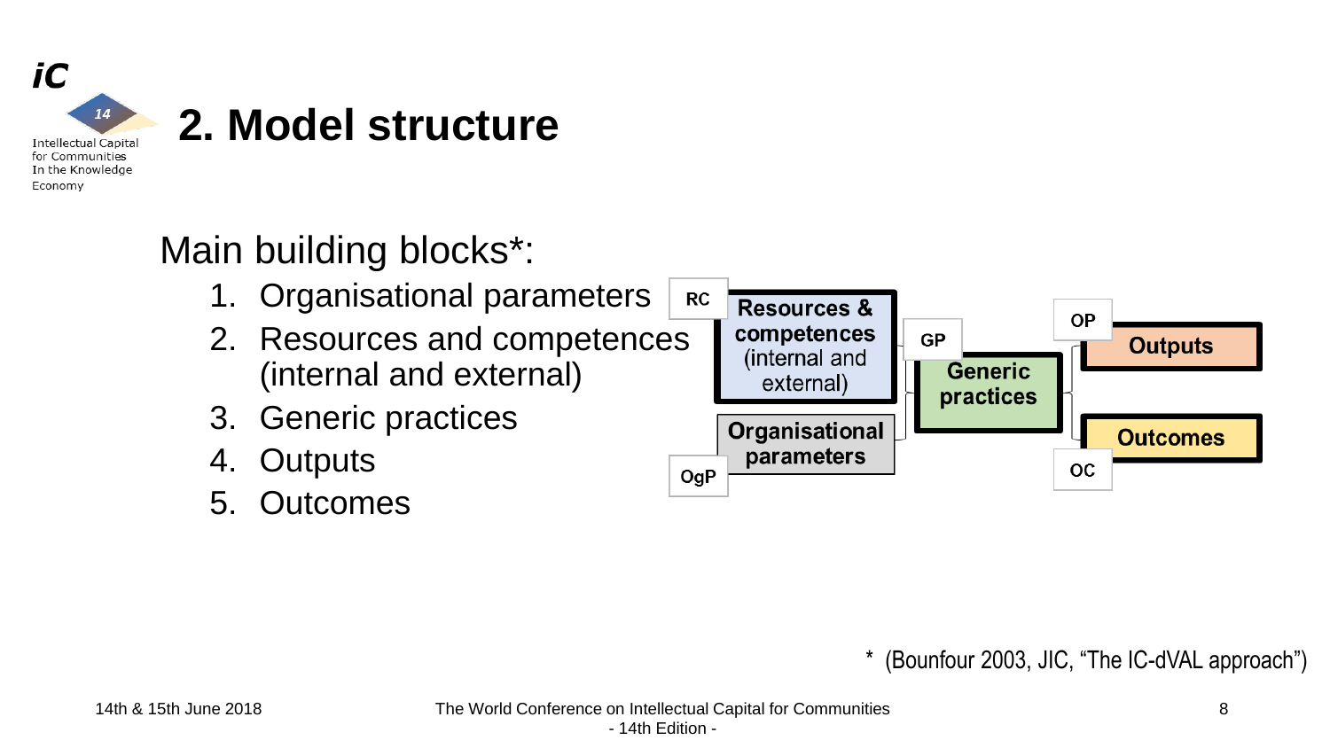# 2. Model structure

Main building blocks*:

1. Organisational parameters
2. Resources and competences (internal and external)
3. Generic practices
4. Outputs
5. Outcomes

RC — **Resources & competences** (internal and external)

OgP — **Organisational parameters**

GP — **Generic practices**

OP — **Outputs**

OC — **Outcomes**

\* (Bounfour 2003, JIC, "The IC-dVAL approach")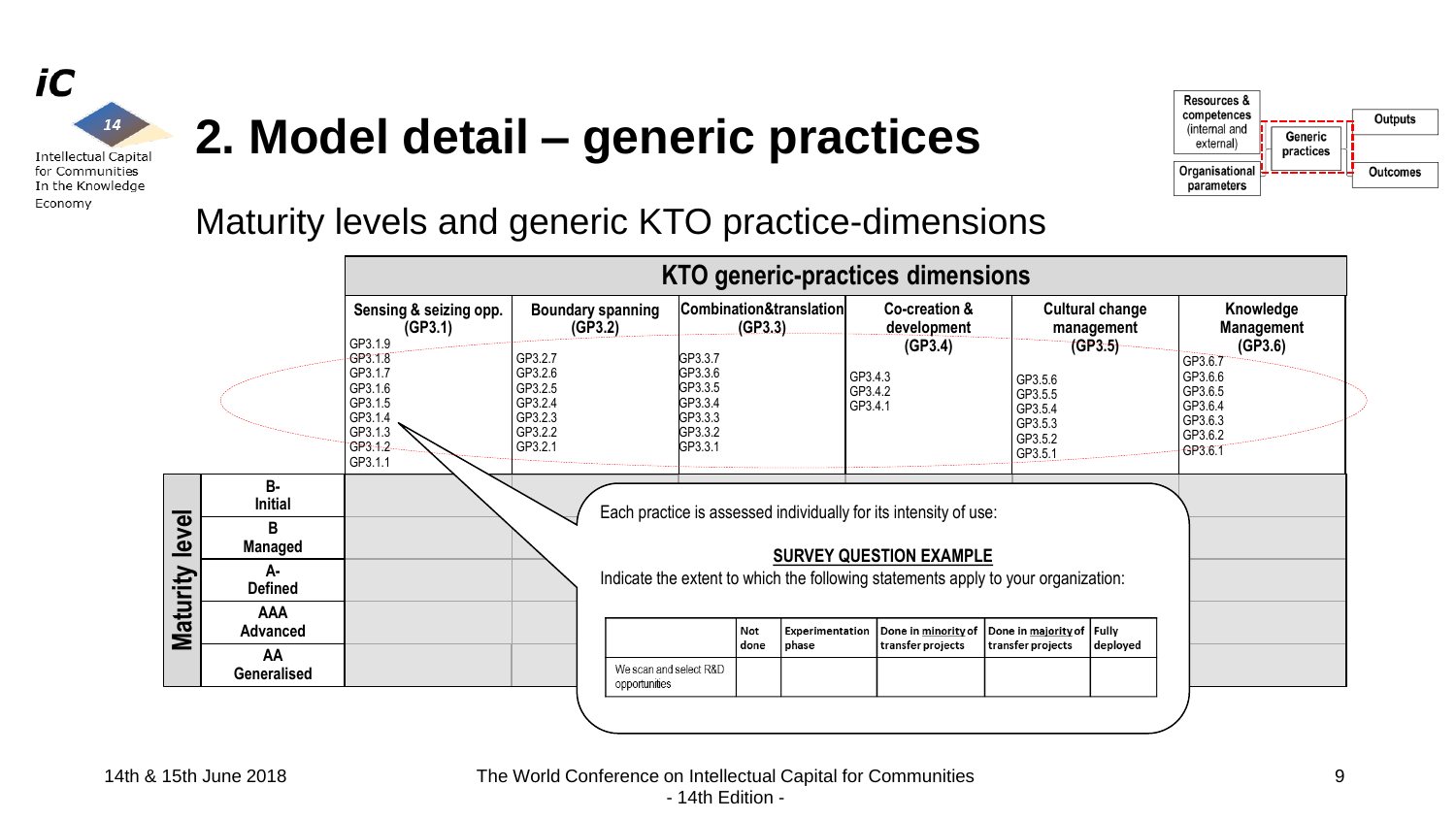# 2. Model detail – generic practices

Resources & competences (internal and external) | Organisational parameters | Generic practices | Outputs | Outcomes

## Maturity levels and generic KTO practice-dimensions

| | KTO generic-practices dimensions | | | | | |
|---|---|---|---|---|---|---|
| | Sensing & seizing opp. (GP3.1) | Boundary spanning (GP3.2) | Combination&translation (GP3.3) | Co-creation & development (GP3.4) | Cultural change management (GP3.5) | Knowledge Management (GP3.6) |
| | GP3.1.9, GP3.1.8, GP3.1.7, GP3.1.6, GP3.1.5, GP3.1.4, GP3.1.3, GP3.1.2, GP3.1.1 | GP3.2.7, GP3.2.6, GP3.2.5, GP3.2.4, GP3.2.3, GP3.2.2, GP3.2.1 | GP3.3.7, GP3.3.6, GP3.3.5, GP3.3.4, GP3.3.3, GP3.3.2, GP3.3.1 | GP3.4.3, GP3.4.2, GP3.4.1 | GP3.5.6, GP3.5.5, GP3.5.4, GP3.5.3, GP3.5.2, GP3.5.1 | GP3.6.7, GP3.6.6, GP3.6.5, GP3.6.4, GP3.6.3, GP3.6.2, GP3.6.1 |
| **Maturity level** B- Initial | | | | | | |
| B Managed | | | | | | |
| A- Defined | | | | | | |
| AAA Advanced | | | | | | |
| AA Generalised | | | | | | |

Each practice is assessed individually for its intensity of use:

**SURVEY QUESTION EXAMPLE**

Indicate the extent to which the following statements apply to your organization:

| | Not done | Experimentation phase | Done in minority of transfer projects | Done in majority of transfer projects | Fully deployed |
|---|---|---|---|---|---|
| We scan and select R&D opportunities | | | | | |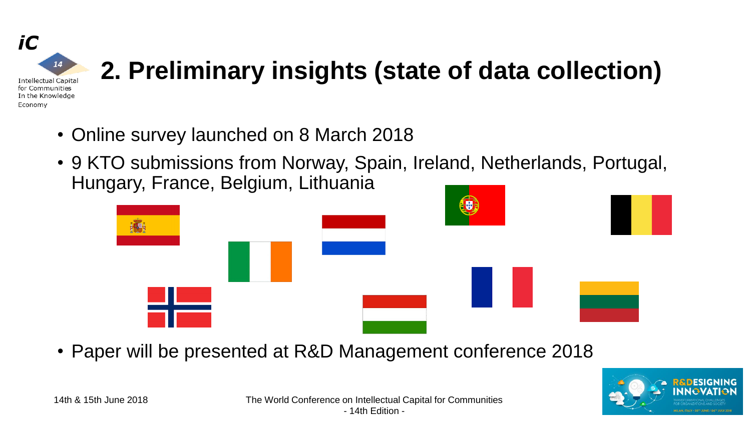# 2. Preliminary insights (state of data collection)

- Online survey launched on 8 March 2018
- 9 KTO submissions from Norway, Spain, Ireland, Netherlands, Portugal, Hungary, France, Belgium, Lithuania
- Paper will be presented at R&D Management conference 2018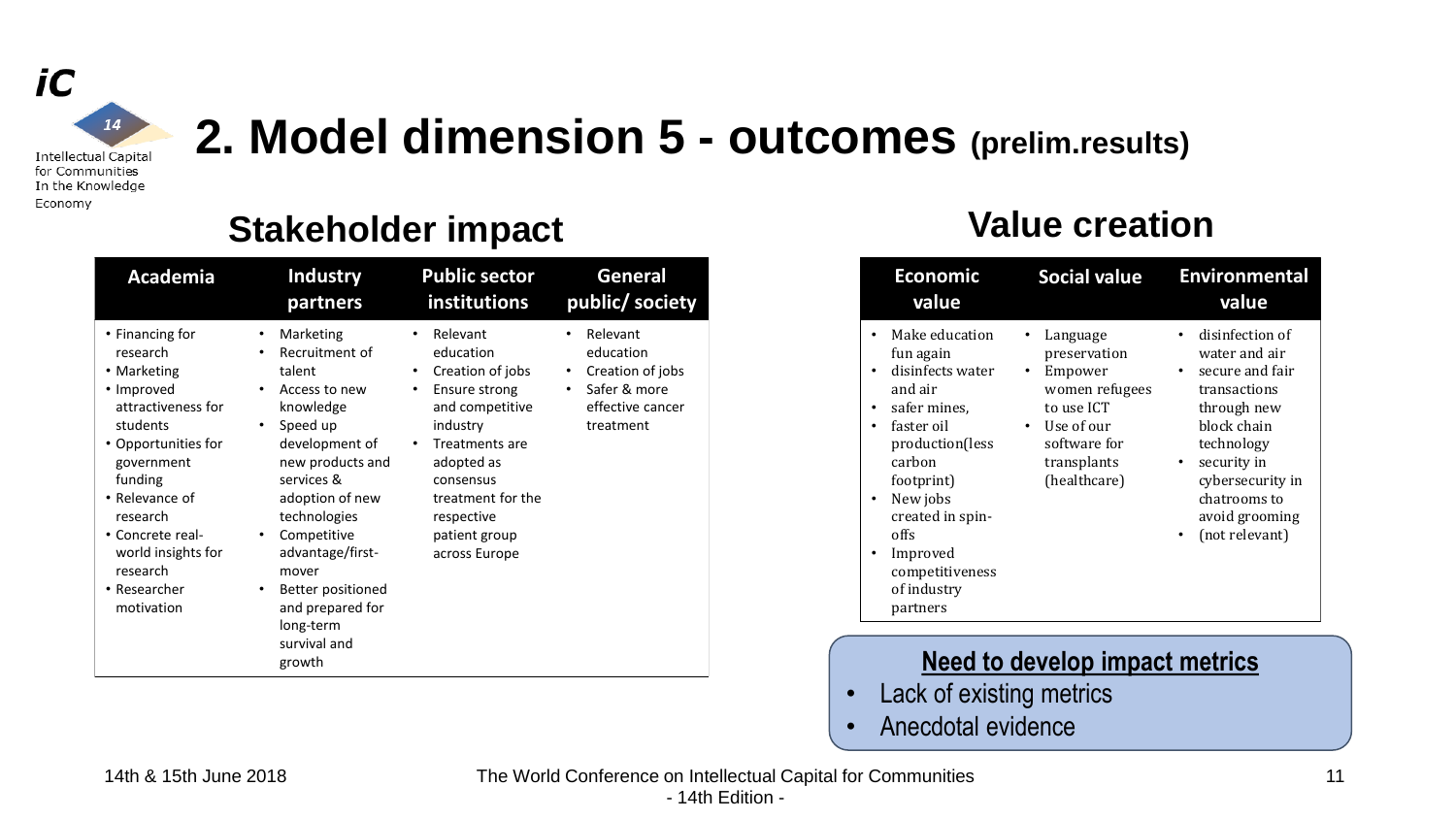# 2. Model dimension 5 - outcomes (prelim.results)

## Stakeholder impact

| Academia | Industry partners | Public sector institutions | General public/ society |
|---|---|---|---|
| • Financing for research<br>• Marketing<br>• Improved attractiveness for students<br>• Opportunities for government funding<br>• Relevance of research<br>• Concrete real-world insights for research<br>• Researcher motivation | • Marketing<br>• Recruitment of talent<br>• Access to new knowledge<br>• Speed up development of new products and services & adoption of new technologies<br>• Competitive advantage/first-mover<br>• Better positioned and prepared for long-term survival and growth | • Relevant education<br>• Creation of jobs<br>• Ensure strong and competitive industry<br>• Treatments are adopted as consensus treatment for the respective patient group across Europe | • Relevant education<br>• Creation of jobs<br>• Safer & more effective cancer treatment |

## Value creation

| Economic value | Social value | Environmental value |
|---|---|---|
| • Make education fun again<br>• disinfects water and air<br>• safer mines,<br>• faster oil production(less carbon footprint)<br>• New jobs created in spin-offs<br>• Improved competitiveness of industry partners | • Language preservation<br>• Empower women refugees to use ICT<br>• Use of our software for transplants (healthcare) | • disinfection of water and air<br>• secure and fair transactions through new block chain technology<br>• security in cybersecurity in chatrooms to avoid grooming<br>• (not relevant) |

**Need to develop impact metrics**

- Lack of existing metrics
- Anecdotal evidence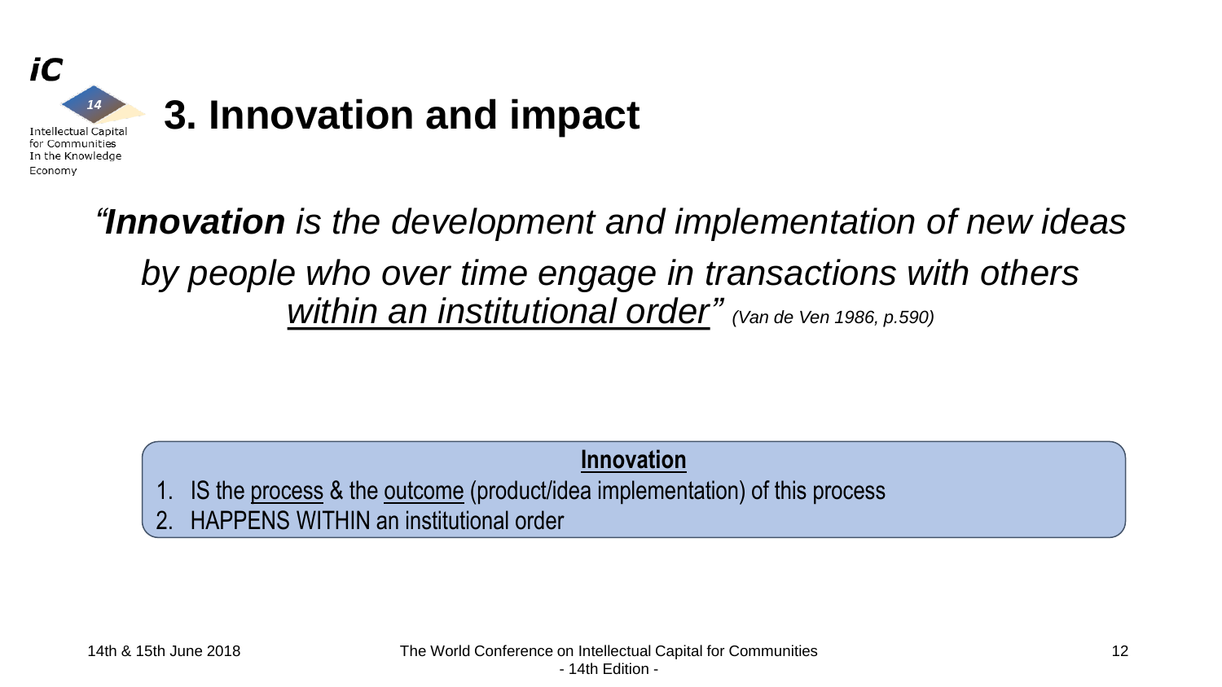# 3. Innovation and impact

*"**Innovation** is the development and implementation of new ideas by people who over time engage in transactions with others <u>within an institutional order</u>" (Van de Ven 1986, p.590)*

**<u>Innovation</u>**

1. IS the <u>process</u> & the <u>outcome</u> (product/idea implementation) of this process
2. HAPPENS WITHIN an institutional order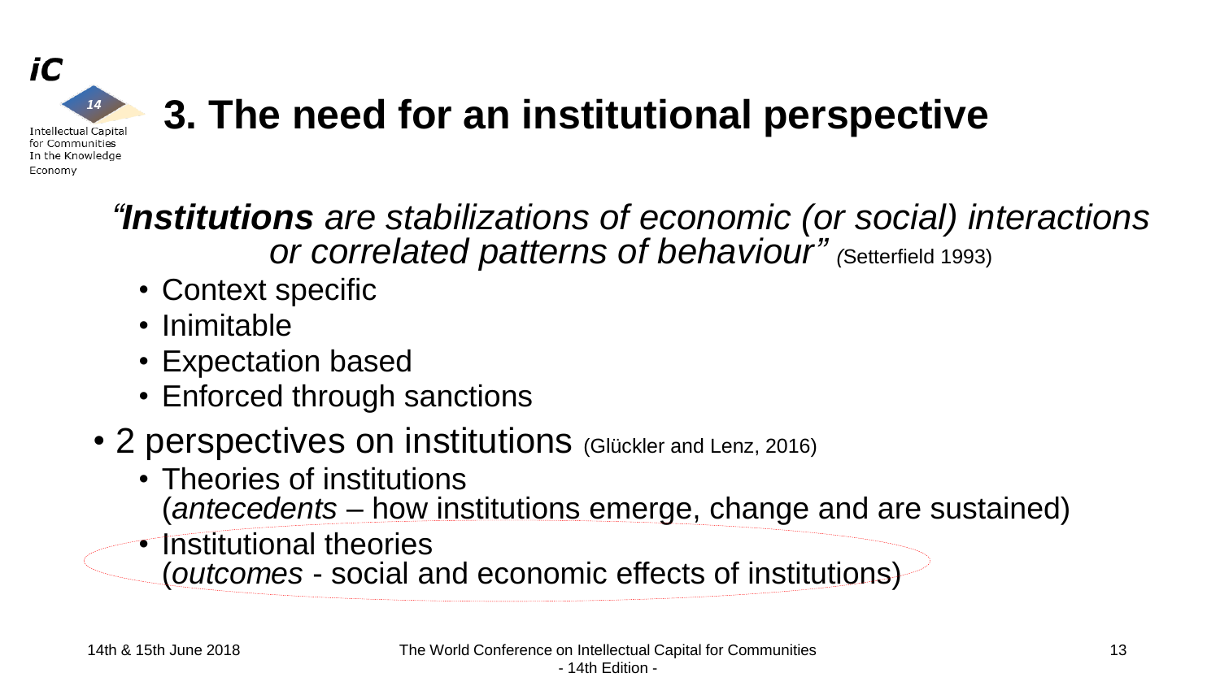# 3. The need for an institutional perspective

*"**Institutions** are stabilizations of economic (or social) interactions or correlated patterns of behaviour"* (Setterfield 1993)

- Context specific
- Inimitable
- Expectation based
- Enforced through sanctions

- 2 perspectives on institutions (Glückler and Lenz, 2016)
  - Theories of institutions
    (*antecedents* – how institutions emerge, change and are sustained)
  - Institutional theories
    (*outcomes* - social and economic effects of institutions)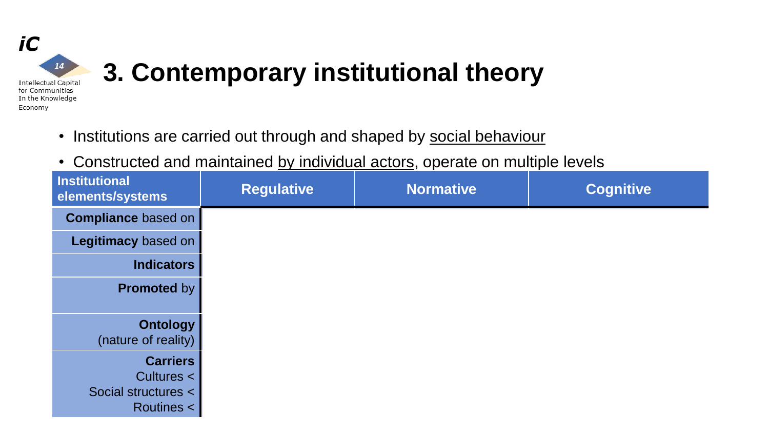# 3. Contemporary institutional theory

- Institutions are carried out through and shaped by social behaviour
- Constructed and maintained by individual actors, operate on multiple levels

| Institutional elements/systems | Regulative | Normative | Cognitive |
|---|---|---|---|
| **Compliance** based on | | | |
| **Legitimacy** based on | | | |
| **Indicators** | | | |
| **Promoted** by | | | |
| **Ontology** (nature of reality) | | | |
| **Carriers** Cultures < Social structures < Routines < | | | |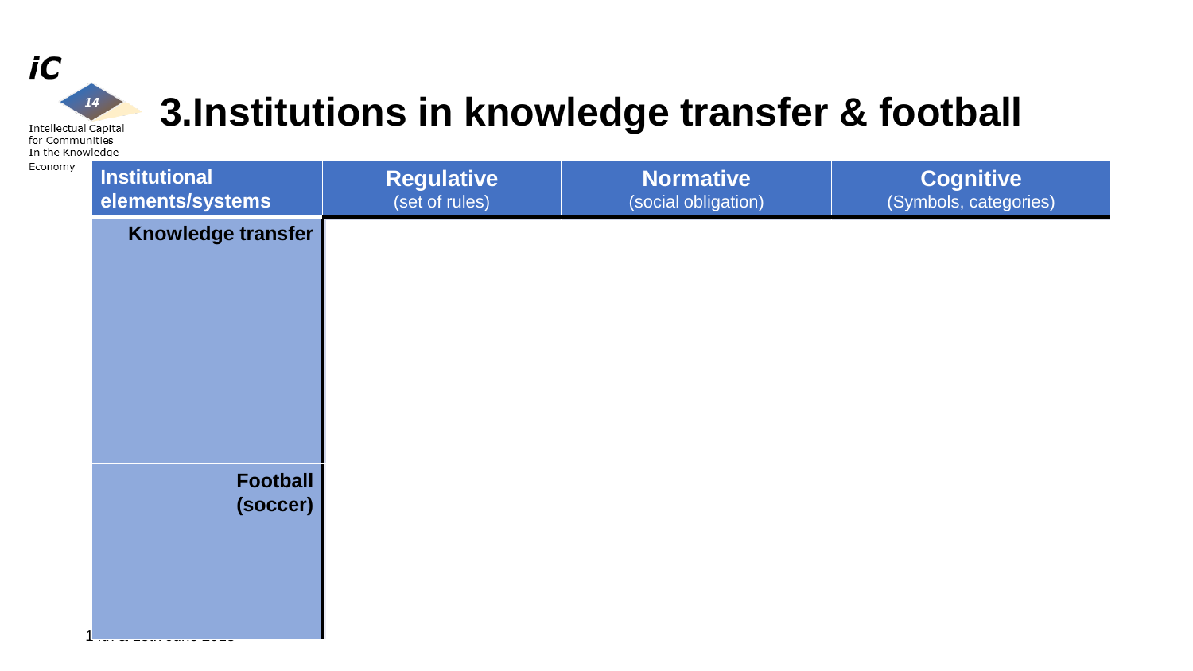# 3.Institutions in knowledge transfer & football

| Institutional elements/systems | Regulative (set of rules) | Normative (social obligation) | Cognitive (Symbols, categories) |
|---|---|---|---|
| Knowledge transfer | | | |
| Football (soccer) | | | |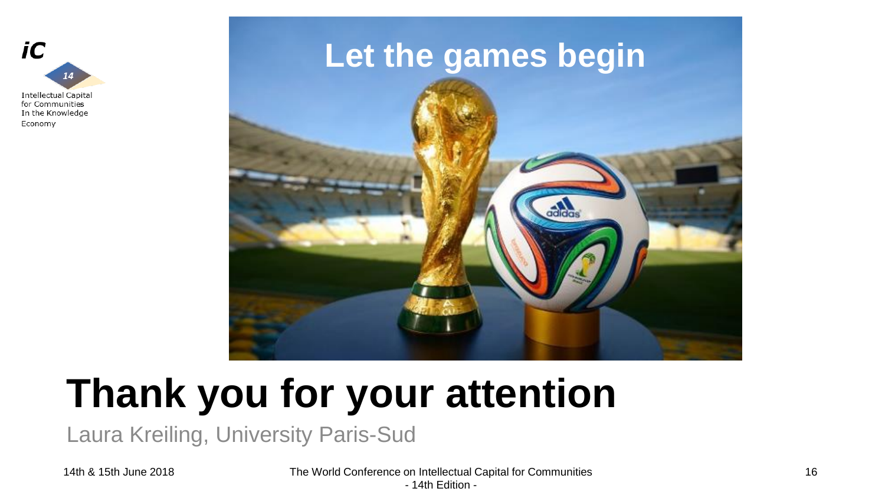Let the games begin

# Thank you for your attention

Laura Kreiling, University Paris-Sud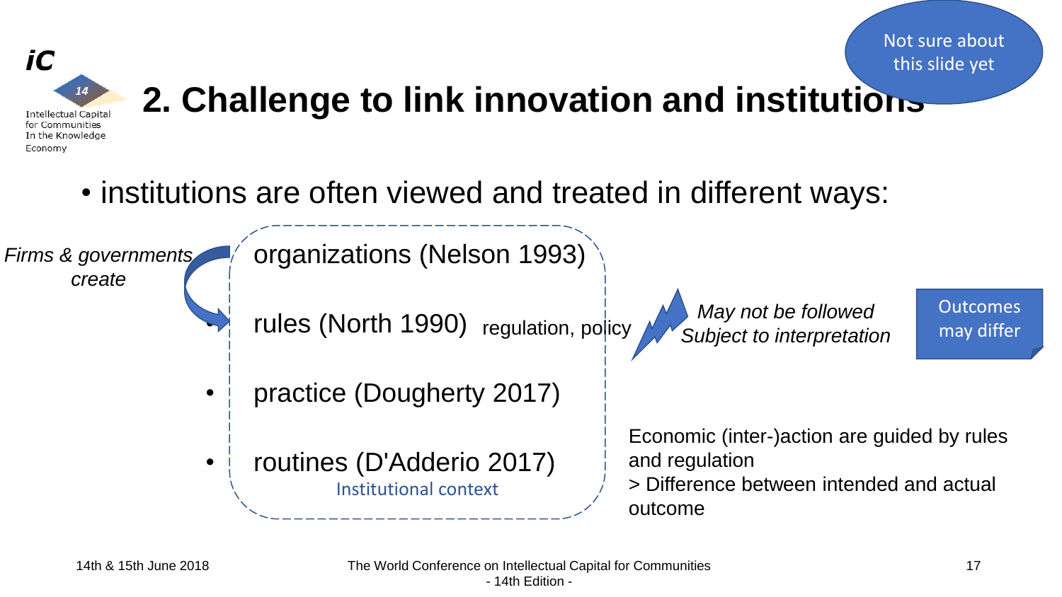Not sure about this slide yet

## 2. Challenge to link innovation and institutions

- institutions are often viewed and treated in different ways:

*Firms & governments create*

- organizations (Nelson 1993)
- rules (North 1990) regulation, policy
- practice (Dougherty 2017)
- routines (D'Adderio 2017)

Institutional context

*May not be followed*
*Subject to interpretation*

Outcomes may differ

Economic (inter-)action are guided by rules and regulation
> Difference between intended and actual outcome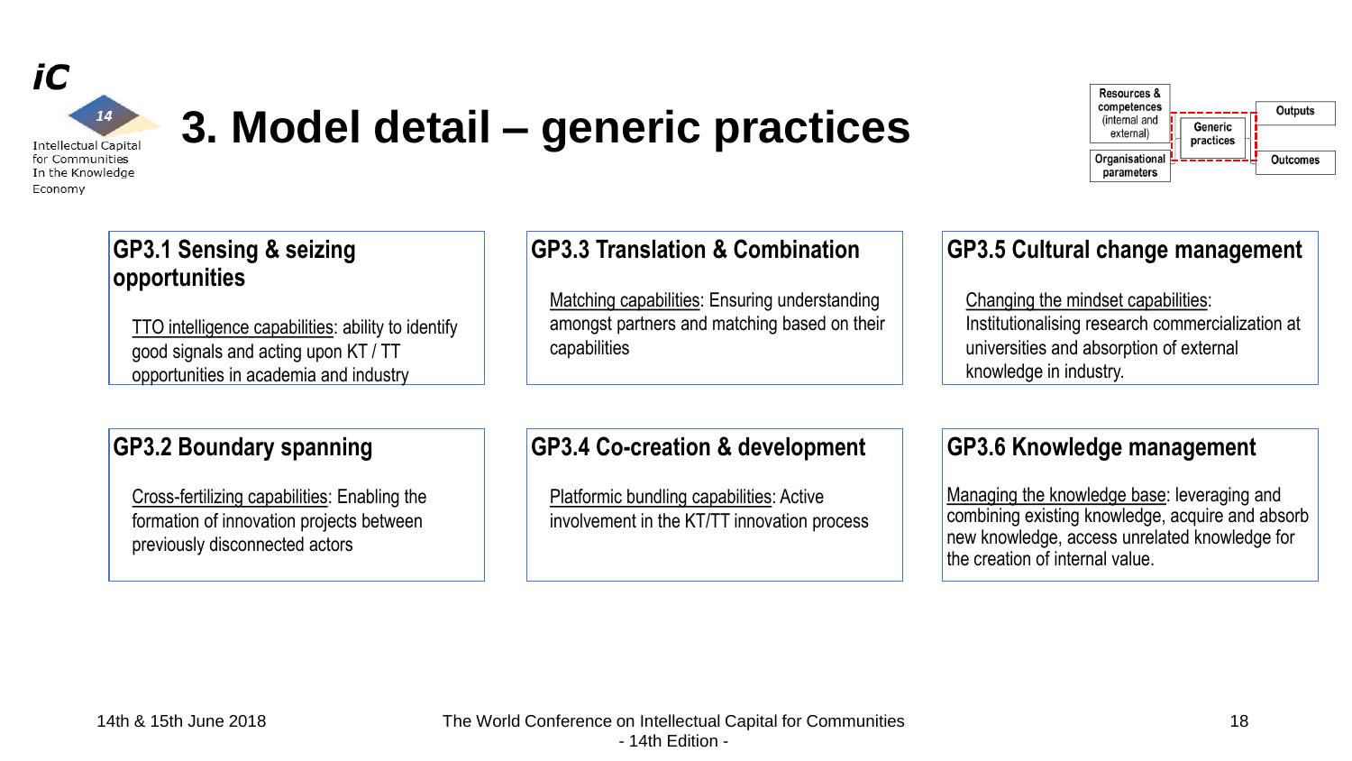# 3. Model detail – generic practices

Resources & competences (internal and external) | Organisational parameters | Generic practices | Outputs | Outcomes

### GP3.1 Sensing & seizing opportunities

TTO intelligence capabilities: ability to identify good signals and acting upon KT / TT opportunities in academia and industry

### GP3.2 Boundary spanning

Cross-fertilizing capabilities: Enabling the formation of innovation projects between previously disconnected actors

### GP3.3 Translation & Combination

Matching capabilities: Ensuring understanding amongst partners and matching based on their capabilities

### GP3.4 Co-creation & development

Platformic bundling capabilities: Active involvement in the KT/TT innovation process

### GP3.5 Cultural change management

Changing the mindset capabilities: Institutionalising research commercialization at universities and absorption of external knowledge in industry.

### GP3.6 Knowledge management

Managing the knowledge base: leveraging and combining existing knowledge, acquire and absorb new knowledge, access unrelated knowledge for the creation of internal value.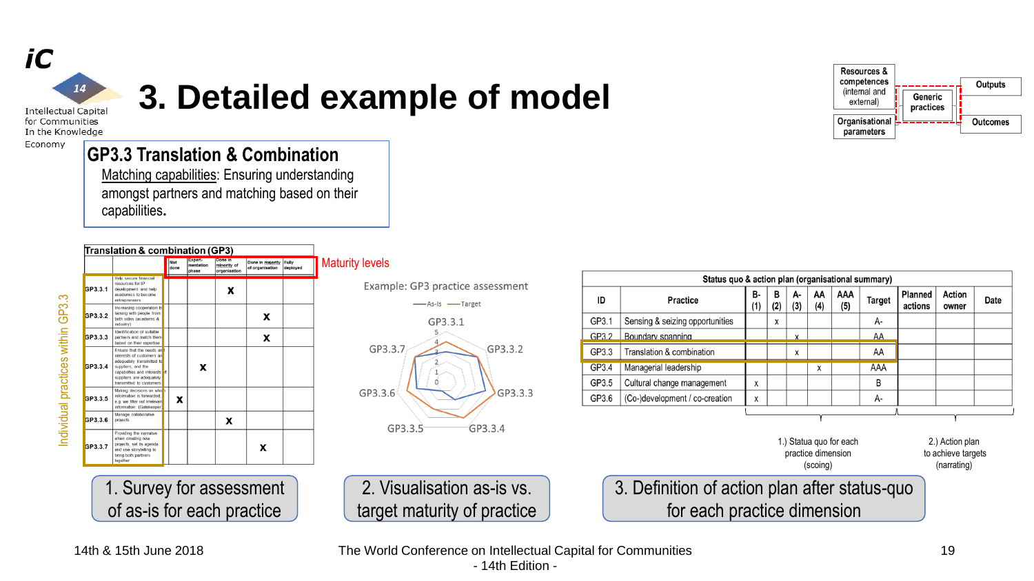# 3. Detailed example of model

Resources & competences (internal and external) | Organisational parameters | Generic practices | Outputs | Outcomes

## GP3.3 Translation & Combination

Matching capabilities: Ensuring understanding amongst partners and matching based on their capabilities.

**Translation & combination (GP3)**

Maturity levels

| | | Not done | Experimentation phase | Done in minority of organisation | Done in majority of organisation | Fully deployed |
|---|---|---|---|---|---|---|
| GP3.3.1 | Help secure financial resources for IP development and help academics to become entrepreneurs | | | x | | |
| GP3.3.2 | Increasing cooperation by liaising with people from both sides (academic & industry) | | | | x | |
| GP3.3.3 | Identification of suitable partners and match them based on their expertise | | | | x | |
| GP3.3.4 | Ensure that the needs and interests of customers are adequately transmitted to suppliers, and the capabilities and interests of suppliers are adequately transmitted to customers | | x | | | |
| GP3.3.5 | Making decisions on which information is forwarded, e.g. we filter out irrelevant information (Gatekeeper) | x | | | | |
| GP3.3.6 | Manage collaborative projects | | | x | | |
| GP3.3.7 | Providing the narrative when creating new projects, set its agenda and use storytelling to bring both partners together | | | | x | |

Individual practices within GP3.3

Example: GP3 practice assessment

As-Is — Target

GP3.3.1, GP3.3.2, GP3.3.3, GP3.3.4, GP3.3.5, GP3.3.6, GP3.3.7

**Status quo & action plan (organisational summary)**

| ID | Practice | B- (1) | B (2) | A- (3) | AA (4) | AAA (5) | Target | Planned actions | Action owner | Date |
|---|---|---|---|---|---|---|---|---|---|---|
| GP3.1 | Sensing & seizing opportunities | | x | | | | A- | | | |
| GP3.2 | Boundary spanning | | | x | | | AA | | | |
| GP3.3 | Translation & combination | | | x | | | AA | | | |
| GP3.4 | Managerial leadership | | | | x | | AAA | | | |
| GP3.5 | Cultural change management | x | | | | | B | | | |
| GP3.6 | (Co-)development / co-creation | x | | | | | A- | | | |

1.) Status quo for each practice dimension (scoing)

2.) Action plan to achieve targets (narrating)

1. Survey for assessment of as-is for each practice

2. Visualisation as-is vs. target maturity of practice

3. Definition of action plan after status-quo for each practice dimension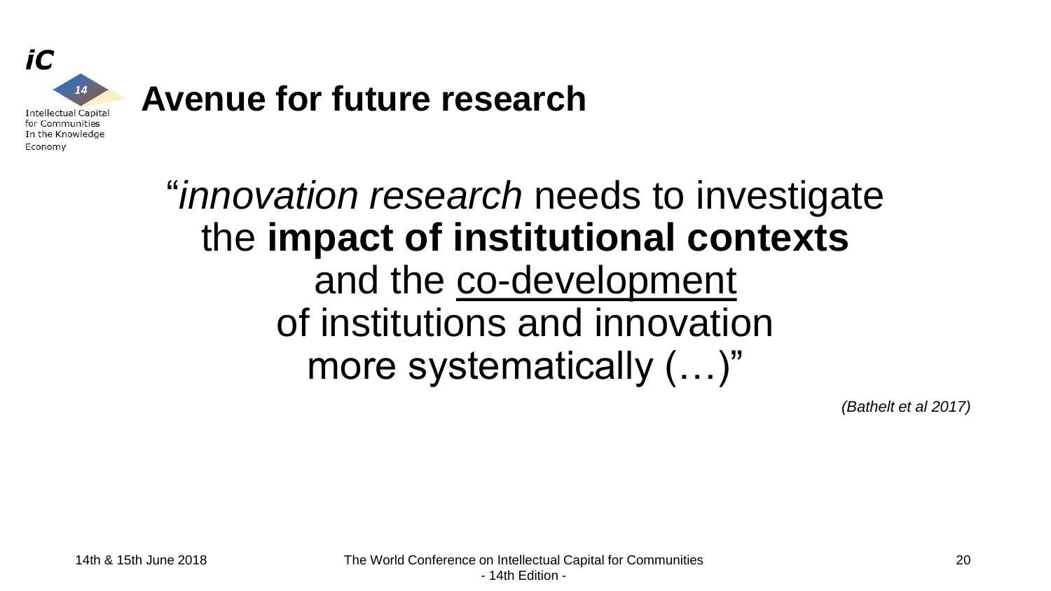# Avenue for future research

"*innovation research* needs to investigate the **impact of institutional contexts** and the <u>co-development</u> of institutions and innovation more systematically (…)"

*(Bathelt et al 2017)*